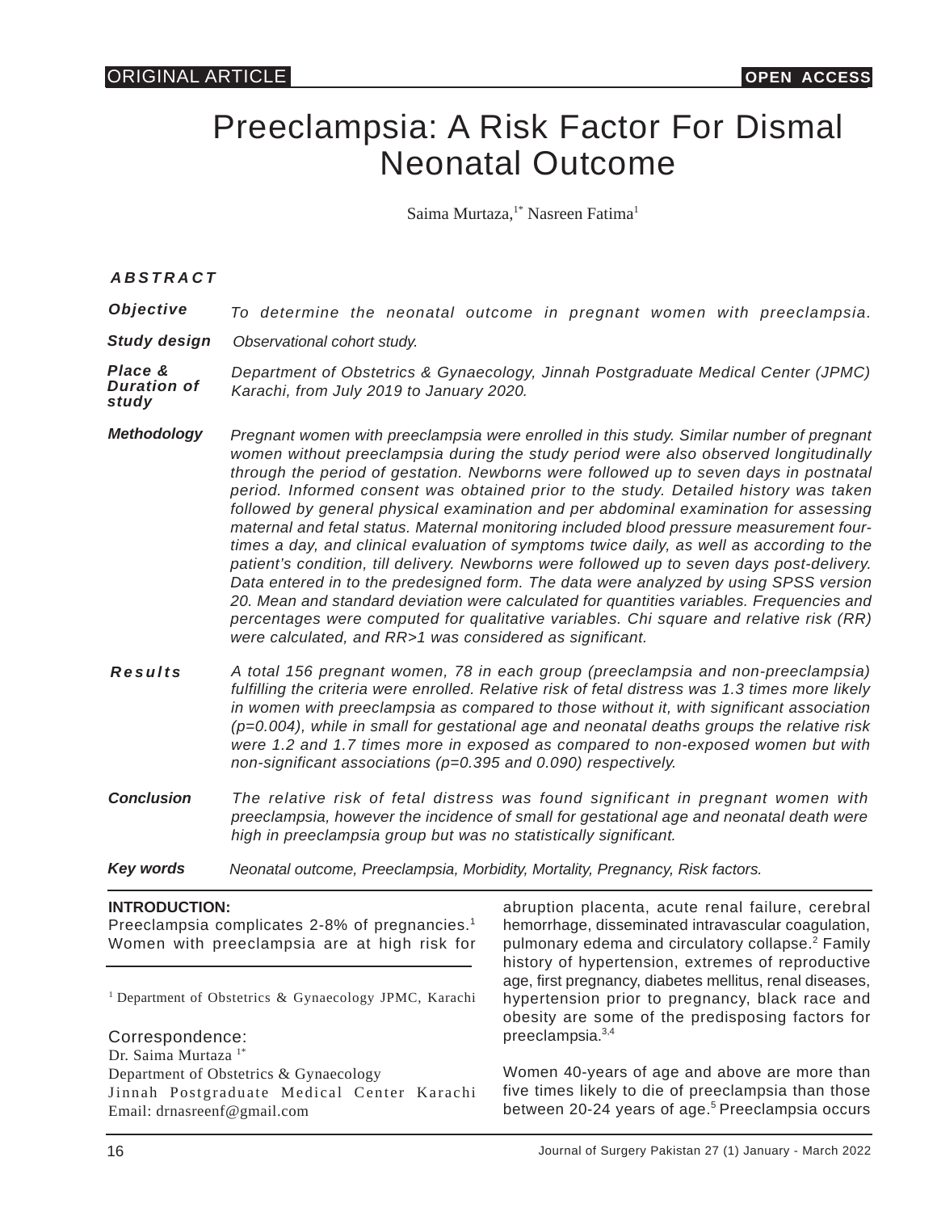ORIGINAL ARTICLE **OPEN ACCESS**

# Preeclampsia: A Risk Factor For Dismal Neonatal Outcome

Saima Murtaza,[1*] Nasreen Fatima[1]

## ABSTRACT

**Objective**

*To determine the neonatal outcome in pregnant women with preeclampsia.*

**Study design**

*Observational cohort study.*

**Place & Duration of study**

*Department of Obstetrics & Gynaecology, Jinnah Postgraduate Medical Center (JPMC) Karachi, from July 2019 to January 2020.*

**Methodology**

*Pregnant women with preeclampsia were enrolled in this study. Similar number of pregnant women without preeclampsia during the study period were also observed longitudinally through the period of gestation. Newborns were followed up to seven days in postnatal period. Informed consent was obtained prior to the study. Detailed history was taken followed by general physical examination and per abdominal examination for assessing maternal and fetal status. Maternal monitoring included blood pressure measurement four-times a day, and clinical evaluation of symptoms twice daily, as well as according to the patient's condition, till delivery. Newborns were followed up to seven days post-delivery. Data entered in to the predesigned form. The data were analyzed by using SPSS version 20. Mean and standard deviation were calculated for quantities variables. Frequencies and percentages were computed for qualitative variables. Chi square and relative risk (RR) were calculated, and RR>1 was considered as significant.*

**Results**

*A total 156 pregnant women, 78 in each group (preeclampsia and non-preeclampsia) fulfilling the criteria were enrolled. Relative risk of fetal distress was 1.3 times more likely in women with preeclampsia as compared to those without it, with significant association (p=0.004), while in small for gestational age and neonatal deaths groups the relative risk were 1.2 and 1.7 times more in exposed as compared to non-exposed women but with non-significant associations (p=0.395 and 0.090) respectively.*

**Conclusion**

*The relative risk of fetal distress was found significant in pregnant women with preeclampsia, however the incidence of small for gestational age and neonatal death were high in preeclampsia group but was no statistically significant.*

**Key words**

*Neonatal outcome, Preeclampsia, Morbidity, Mortality, Pregnancy, Risk factors.*

## INTRODUCTION:

Preeclampsia complicates 2-8% of pregnancies.[1] Women with preeclampsia are at high risk for abruption placenta, acute renal failure, cerebral hemorrhage, disseminated intravascular coagulation, pulmonary edema and circulatory collapse.[2] Family history of hypertension, extremes of reproductive age, first pregnancy, diabetes mellitus, renal diseases, hypertension prior to pregnancy, black race and obesity are some of the predisposing factors for preeclampsia.[3,4]

Women 40-years of age and above are more than five times likely to die of preeclampsia than those between 20-24 years of age.[5] Preeclampsia occurs

---

[1] Department of Obstetrics & Gynaecology JPMC, Karachi

Correspondence:
Dr. Saima Murtaza [1*]
Department of Obstetrics & Gynaecology
Jinnah Postgraduate Medical Center Karachi
Email: drnasreenf@gmail.com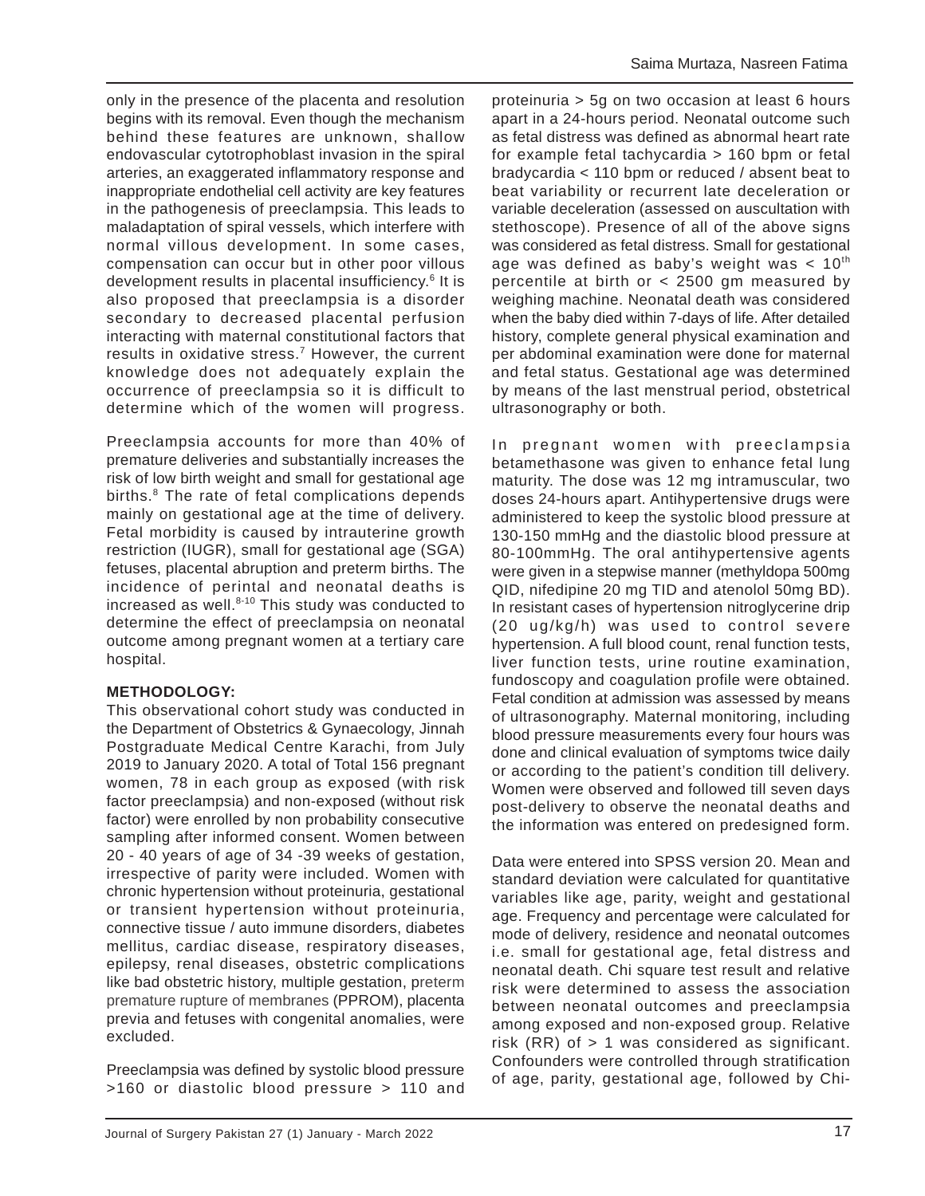only in the presence of the placenta and resolution begins with its removal. Even though the mechanism behind these features are unknown, shallow endovascular cytotrophoblast invasion in the spiral arteries, an exaggerated inflammatory response and inappropriate endothelial cell activity are key features in the pathogenesis of preeclampsia. This leads to maladaptation of spiral vessels, which interfere with normal villous development. In some cases, compensation can occur but in other poor villous development results in placental insufficiency.[6] It is also proposed that preeclampsia is a disorder secondary to decreased placental perfusion interacting with maternal constitutional factors that results in oxidative stress.[7] However, the current knowledge does not adequately explain the occurrence of preeclampsia so it is difficult to determine which of the women will progress.

Preeclampsia accounts for more than 40% of premature deliveries and substantially increases the risk of low birth weight and small for gestational age births.[8] The rate of fetal complications depends mainly on gestational age at the time of delivery. Fetal morbidity is caused by intrauterine growth restriction (IUGR), small for gestational age (SGA) fetuses, placental abruption and preterm births. The incidence of perintal and neonatal deaths is increased as well.[8-10] This study was conducted to determine the effect of preeclampsia on neonatal outcome among pregnant women at a tertiary care hospital.

**METHODOLOGY:**

This observational cohort study was conducted in the Department of Obstetrics & Gynaecology, Jinnah Postgraduate Medical Centre Karachi, from July 2019 to January 2020. A total of Total 156 pregnant women, 78 in each group as exposed (with risk factor preeclampsia) and non-exposed (without risk factor) were enrolled by non probability consecutive sampling after informed consent. Women between 20 - 40 years of age of 34 -39 weeks of gestation, irrespective of parity were included. Women with chronic hypertension without proteinuria, gestational or transient hypertension without proteinuria, connective tissue / auto immune disorders, diabetes mellitus, cardiac disease, respiratory diseases, epilepsy, renal diseases, obstetric complications like bad obstetric history, multiple gestation, preterm premature rupture of membranes (PPROM), placenta previa and fetuses with congenital anomalies, were excluded.

Preeclampsia was defined by systolic blood pressure >160 or diastolic blood pressure > 110 and proteinuria > 5g on two occasion at least 6 hours apart in a 24-hours period. Neonatal outcome such as fetal distress was defined as abnormal heart rate for example fetal tachycardia > 160 bpm or fetal bradycardia < 110 bpm or reduced / absent beat to beat variability or recurrent late deceleration or variable deceleration (assessed on auscultation with stethoscope). Presence of all of the above signs was considered as fetal distress. Small for gestational age was defined as baby's weight was < $10^{th}$ percentile at birth or < 2500 gm measured by weighing machine. Neonatal death was considered when the baby died within 7-days of life. After detailed history, complete general physical examination and per abdominal examination were done for maternal and fetal status. Gestational age was determined by means of the last menstrual period, obstetrical ultrasonography or both.

In pregnant women with preeclampsia betamethasone was given to enhance fetal lung maturity. The dose was 12 mg intramuscular, two doses 24-hours apart. Antihypertensive drugs were administered to keep the systolic blood pressure at 130-150 mmHg and the diastolic blood pressure at 80-100mmHg. The oral antihypertensive agents were given in a stepwise manner (methyldopa 500mg QID, nifedipine 20 mg TID and atenolol 50mg BD). In resistant cases of hypertension nitroglycerine drip (20 ug/kg/h) was used to control severe hypertension. A full blood count, renal function tests, liver function tests, urine routine examination, fundoscopy and coagulation profile were obtained. Fetal condition at admission was assessed by means of ultrasonography. Maternal monitoring, including blood pressure measurements every four hours was done and clinical evaluation of symptoms twice daily or according to the patient's condition till delivery. Women were observed and followed till seven days post-delivery to observe the neonatal deaths and the information was entered on predesigned form.

Data were entered into SPSS version 20. Mean and standard deviation were calculated for quantitative variables like age, parity, weight and gestational age. Frequency and percentage were calculated for mode of delivery, residence and neonatal outcomes i.e. small for gestational age, fetal distress and neonatal death. Chi square test result and relative risk were determined to assess the association between neonatal outcomes and preeclampsia among exposed and non-exposed group. Relative risk (RR) of > 1 was considered as significant. Confounders were controlled through stratification of age, parity, gestational age, followed by Chi-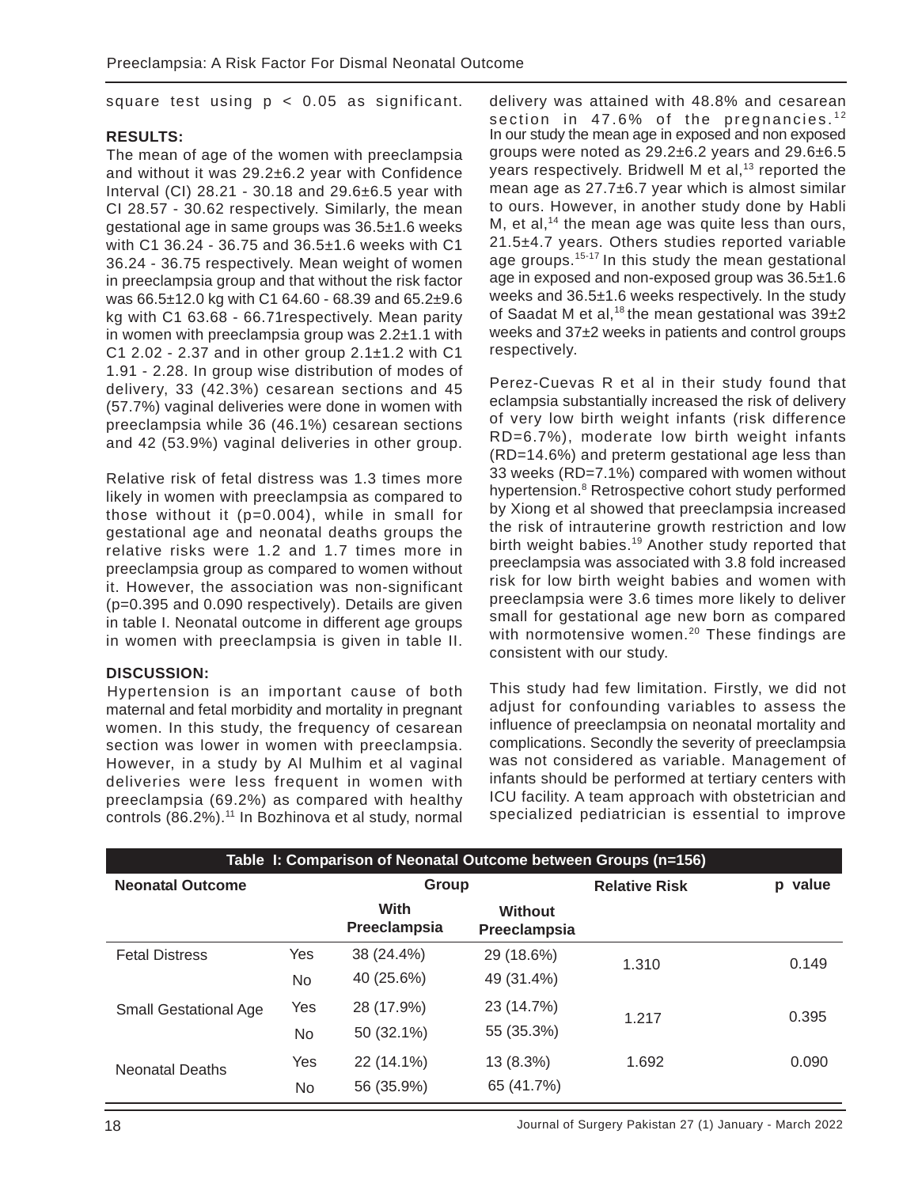square test using $p < 0.05$ as significant.

**RESULTS:**

The mean of age of the women with preeclampsia and without it was 29.2±6.2 year with Confidence Interval (CI) 28.21 - 30.18 and 29.6±6.5 year with CI 28.57 - 30.62 respectively. Similarly, the mean gestational age in same groups was 36.5±1.6 weeks with C1 36.24 - 36.75 and 36.5±1.6 weeks with C1 36.24 - 36.75 respectively. Mean weight of women in preeclampsia group and that without the risk factor was 66.5±12.0 kg with C1 64.60 - 68.39 and 65.2±9.6 kg with C1 63.68 - 66.71respectively. Mean parity in women with preeclampsia group was 2.2±1.1 with C1 2.02 - 2.37 and in other group 2.1±1.2 with C1 1.91 - 2.28. In group wise distribution of modes of delivery, 33 (42.3%) cesarean sections and 45 (57.7%) vaginal deliveries were done in women with preeclampsia while 36 (46.1%) cesarean sections and 42 (53.9%) vaginal deliveries in other group.

Relative risk of fetal distress was 1.3 times more likely in women with preeclampsia as compared to those without it (p=0.004), while in small for gestational age and neonatal deaths groups the relative risks were 1.2 and 1.7 times more in preeclampsia group as compared to women without it. However, the association was non-significant (p=0.395 and 0.090 respectively). Details are given in table I. Neonatal outcome in different age groups in women with preeclampsia is given in table II.

**DISCUSSION:**

Hypertension is an important cause of both maternal and fetal morbidity and mortality in pregnant women. In this study, the frequency of cesarean section was lower in women with preeclampsia. However, in a study by Al Mulhim et al vaginal deliveries were less frequent in women with preeclampsia (69.2%) as compared with healthy controls (86.2%).[11] In Bozhinova et al study, normal delivery was attained with 48.8% and cesarean section in 47.6% of the pregnancies.[12] In our study the mean age in exposed and non exposed groups were noted as 29.2±6.2 years and 29.6±6.5 years respectively. Bridwell M et al,[13] reported the mean age as 27.7±6.7 year which is almost similar to ours. However, in another study done by Habli M, et al,[14] the mean age was quite less than ours, 21.5±4.7 years. Others studies reported variable age groups.[15-17] In this study the mean gestational age in exposed and non-exposed group was 36.5±1.6 weeks and 36.5±1.6 weeks respectively. In the study of Saadat M et al,[18] the mean gestational was 39±2 weeks and 37±2 weeks in patients and control groups respectively.

Perez-Cuevas R et al in their study found that eclampsia substantially increased the risk of delivery of very low birth weight infants (risk difference RD=6.7%), moderate low birth weight infants (RD=14.6%) and preterm gestational age less than 33 weeks (RD=7.1%) compared with women without hypertension.[8] Retrospective cohort study performed by Xiong et al showed that preeclampsia increased the risk of intrauterine growth restriction and low birth weight babies.[19] Another study reported that preeclampsia was associated with 3.8 fold increased risk for low birth weight babies and women with preeclampsia were 3.6 times more likely to deliver small for gestational age new born as compared with normotensive women.[20] These findings are consistent with our study.

This study had few limitation. Firstly, we did not adjust for confounding variables to assess the influence of preeclampsia on neonatal mortality and complications. Secondly the severity of preeclampsia was not considered as variable. Management of infants should be performed at tertiary centers with ICU facility. A team approach with obstetrician and specialized pediatrician is essential to improve

**Table I: Comparison of Neonatal Outcome between Groups (n=156)**

| Neonatal Outcome | | Group | | Relative Risk | p value |
|---|---|---|---|---|---|
| | | With Preeclampsia | Without Preeclampsia | | |
| Fetal Distress | Yes | 38 (24.4%) | 29 (18.6%) | 1.310 | 0.149 |
| | No | 40 (25.6%) | 49 (31.4%) | | |
| Small Gestational Age | Yes | 28 (17.9%) | 23 (14.7%) | 1.217 | 0.395 |
| | No | 50 (32.1%) | 55 (35.3%) | | |
| Neonatal Deaths | Yes | 22 (14.1%) | 13 (8.3%) | 1.692 | 0.090 |
| | No | 56 (35.9%) | 65 (41.7%) | | |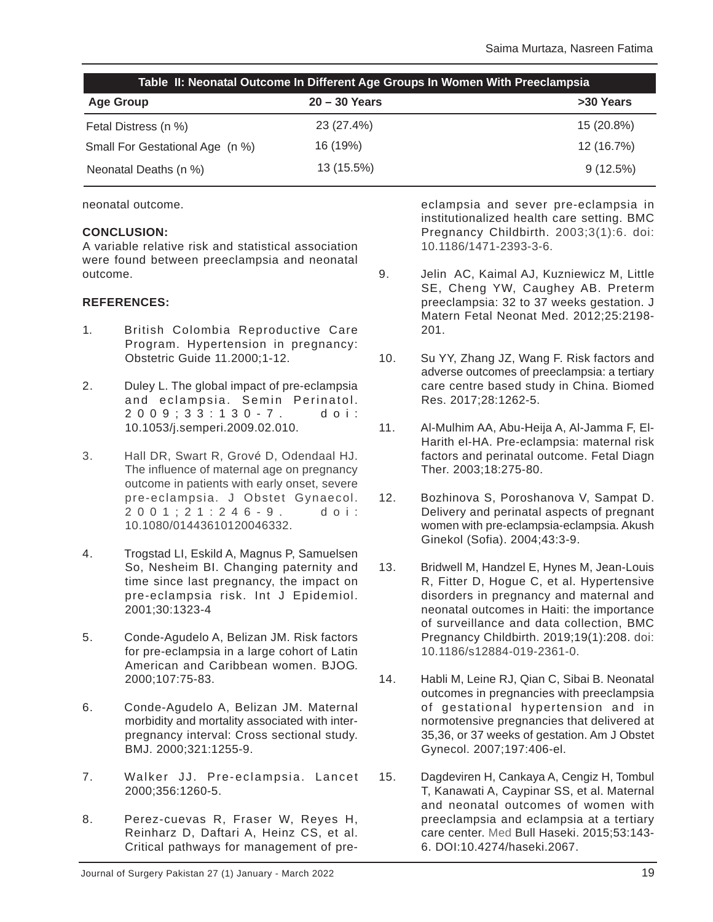**Table II: Neonatal Outcome In Different Age Groups In Women With Preeclampsia**

| Age Group | 20 – 30 Years | >30 Years |
|---|---|---|
| Fetal Distress (n %) | 23 (27.4%) | 15 (20.8%) |
| Small For Gestational Age (n %) | 16 (19%) | 12 (16.7%) |
| Neonatal Deaths (n %) | 13 (15.5%) | 9 (12.5%) |

neonatal outcome.

## CONCLUSION:

A variable relative risk and statistical association were found between preeclampsia and neonatal outcome.

## REFERENCES:

1. British Colombia Reproductive Care Program. Hypertension in pregnancy: Obstetric Guide 11.2000;1-12.
2. Duley L. The global impact of pre-eclampsia and eclampsia. Semin Perinatol. 2009;33:130-7. doi: 10.1053/j.semperi.2009.02.010.
3. Hall DR, Swart R, Grové D, Odendaal HJ. The influence of maternal age on pregnancy outcome in patients with early onset, severe pre-eclampsia. J Obstet Gynaecol. 2001;21:246-9. doi: 10.1080/01443610120046332.
4. Trogstad LI, Eskild A, Magnus P, Samuelsen So, Nesheim BI. Changing paternity and time since last pregnancy, the impact on pre-eclampsia risk. Int J Epidemiol. 2001;30:1323-4
5. Conde-Agudelo A, Belizan JM. Risk factors for pre-eclampsia in a large cohort of Latin American and Caribbean women. BJOG. 2000;107:75-83.
6. Conde-Agudelo A, Belizan JM. Maternal morbidity and mortality associated with inter-pregnancy interval: Cross sectional study. BMJ. 2000;321:1255-9.
7. Walker JJ. Pre-eclampsia. Lancet 2000;356:1260-5.
8. Perez-cuevas R, Fraser W, Reyes H, Reinharz D, Daftari A, Heinz CS, et al. Critical pathways for management of pre-eclampsia and sever pre-eclampsia in institutionalized health care setting. BMC Pregnancy Childbirth. 2003;3(1):6. doi: 10.1186/1471-2393-3-6.
9. Jelin AC, Kaimal AJ, Kuzniewicz M, Little SE, Cheng YW, Caughey AB. Preterm preeclampsia: 32 to 37 weeks gestation. J Matern Fetal Neonat Med. 2012;25:2198-201.
10. Su YY, Zhang JZ, Wang F. Risk factors and adverse outcomes of preeclampsia: a tertiary care centre based study in China. Biomed Res. 2017;28:1262-5.
11. Al-Mulhim AA, Abu-Heija A, Al-Jamma F, El-Harith el-HA. Pre-eclampsia: maternal risk factors and perinatal outcome. Fetal Diagn Ther. 2003;18:275-80.
12. Bozhinova S, Poroshanova V, Sampat D. Delivery and perinatal aspects of pregnant women with pre-eclampsia-eclampsia. Akush Ginekol (Sofia). 2004;43:3-9.
13. Bridwell M, Handzel E, Hynes M, Jean-Louis R, Fitter D, Hogue C, et al. Hypertensive disorders in pregnancy and maternal and neonatal outcomes in Haiti: the importance of surveillance and data collection, BMC Pregnancy Childbirth. 2019;19(1):208. doi: 10.1186/s12884-019-2361-0.
14. Habli M, Leine RJ, Qian C, Sibai B. Neonatal outcomes in pregnancies with preeclampsia of gestational hypertension and in normotensive pregnancies that delivered at 35,36, or 37 weeks of gestation. Am J Obstet Gynecol. 2007;197:406-el.
15. Dagdeviren H, Cankaya A, Cengiz H, Tombul T, Kanawati A, Caypinar SS, et al. Maternal and neonatal outcomes of women with preeclampsia and eclampsia at a tertiary care center. Med Bull Haseki. 2015;53:143-6. DOI:10.4274/haseki.2067.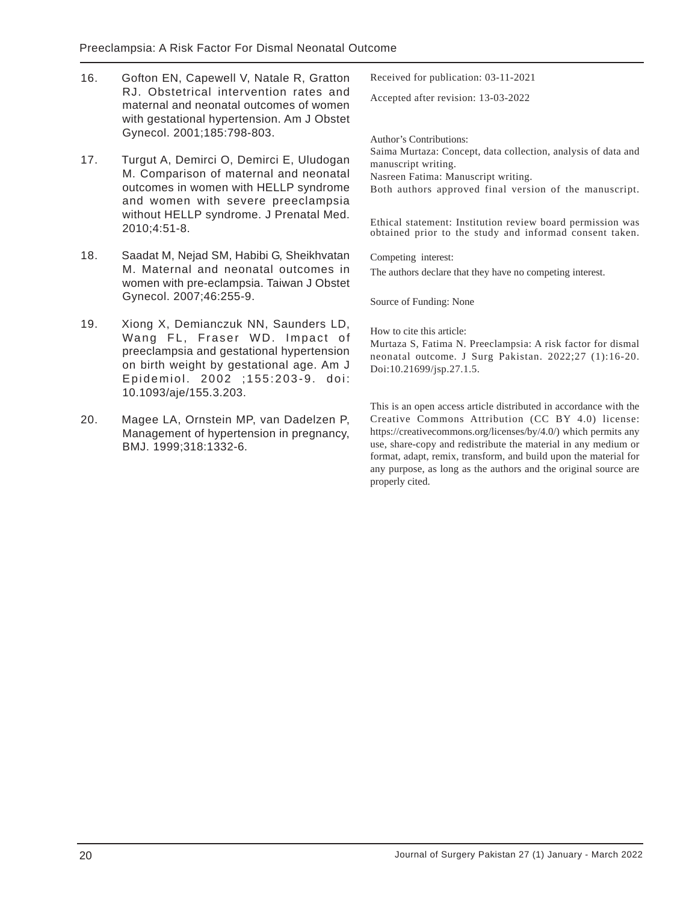16. Gofton EN, Capewell V, Natale R, Gratton RJ. Obstetrical intervention rates and maternal and neonatal outcomes of women with gestational hypertension. Am J Obstet Gynecol. 2001;185:798-803.

17. Turgut A, Demirci O, Demirci E, Uludogan M. Comparison of maternal and neonatal outcomes in women with HELLP syndrome and women with severe preeclampsia without HELLP syndrome. J Prenatal Med. 2010;4:51-8.

18. Saadat M, Nejad SM, Habibi G, Sheikhvatan M. Maternal and neonatal outcomes in women with pre-eclampsia. Taiwan J Obstet Gynecol. 2007;46:255-9.

19. Xiong X, Demianczuk NN, Saunders LD, Wang FL, Fraser WD. Impact of preeclampsia and gestational hypertension on birth weight by gestational age. Am J Epidemiol. 2002 ;155:203-9. doi: 10.1093/aje/155.3.203.

20. Magee LA, Ornstein MP, van Dadelzen P, Management of hypertension in pregnancy, BMJ. 1999;318:1332-6.

Received for publication: 03-11-2021

Accepted after revision: 13-03-2022

Author's Contributions:
Saima Murtaza: Concept, data collection, analysis of data and manuscript writing.
Nasreen Fatima: Manuscript writing.
Both authors approved final version of the manuscript.

Ethical statement: Institution review board permission was obtained prior to the study and informad consent taken.

Competing interest:
The authors declare that they have no competing interest.

Source of Funding: None

How to cite this article:
Murtaza S, Fatima N. Preeclampsia: A risk factor for dismal neonatal outcome. J Surg Pakistan. 2022;27 (1):16-20. Doi:10.21699/jsp.27.1.5.

This is an open access article distributed in accordance with the Creative Commons Attribution (CC BY 4.0) license: https://creativecommons.org/licenses/by/4.0/) which permits any use, share-copy and redistribute the material in any medium or format, adapt, remix, transform, and build upon the material for any purpose, as long as the authors and the original source are properly cited.